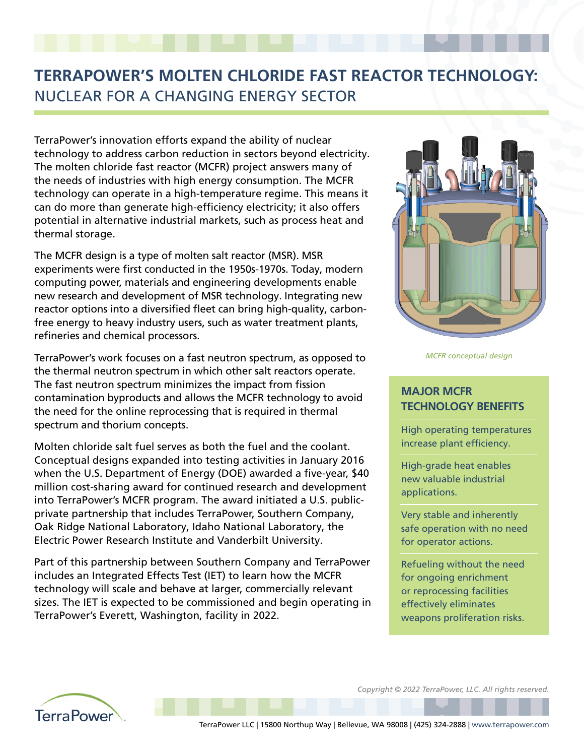# TERRAPOWER'S MOLTEN CHLORIDE FAST REACTOR TECHNOLOGY:

## NUCLEAR FOR A CHANGING ENERGY SECTOR

TerraPower's innovation efforts expand the ability of nuclear technology to address carbon reduction in sectors beyond electricity. The molten chloride fast reactor (MCFR) project answers many of the needs of industries with high energy consumption. The MCFR technology can operate in a high-temperature regime. This means it can do more than generate high-efficiency electricity; it also offers potential in alternative industrial markets, such as process heat and thermal storage.

The MCFR design is a type of molten salt reactor (MSR). MSR experiments were first conducted in the 1950s-1970s. Today, modern computing power, materials and engineering developments enable new research and development of MSR technology. Integrating new reactor options into a diversified fleet can bring high-quality, carbon-free energy to heavy industry users, such as water treatment plants, refineries and chemical processors.

TerraPower's work focuses on a fast neutron spectrum, as opposed to the thermal neutron spectrum in which other salt reactors operate. The fast neutron spectrum minimizes the impact from fission contamination byproducts and allows the MCFR technology to avoid the need for the online reprocessing that is required in thermal spectrum and thorium concepts.

Molten chloride salt fuel serves as both the fuel and the coolant. Conceptual designs expanded into testing activities in January 2016 when the U.S. Department of Energy (DOE) awarded a five-year, $40 million cost-sharing award for continued research and development into TerraPower's MCFR program. The award initiated a U.S. public-private partnership that includes TerraPower, Southern Company, Oak Ridge National Laboratory, Idaho National Laboratory, the Electric Power Research Institute and Vanderbilt University.

Part of this partnership between Southern Company and TerraPower includes an Integrated Effects Test (IET) to learn how the MCFR technology will scale and behave at larger, commercially relevant sizes. The IET is expected to be commissioned and begin operating in TerraPower's Everett, Washington, facility in 2022.

*MCFR conceptual design*

### MAJOR MCFR TECHNOLOGY BENEFITS

- High operating temperatures increase plant efficiency.
- High-grade heat enables new valuable industrial applications.
- Very stable and inherently safe operation with no need for operator actions.
- Refueling without the need for ongoing enrichment or reprocessing facilities effectively eliminates weapons proliferation risks.

*Copyright © 2022 TerraPower, LLC. All rights reserved.*

TerraPower LLC | 15800 Northup Way | Bellevue, WA 98008 | (425) 324-2888 | www.terrapower.com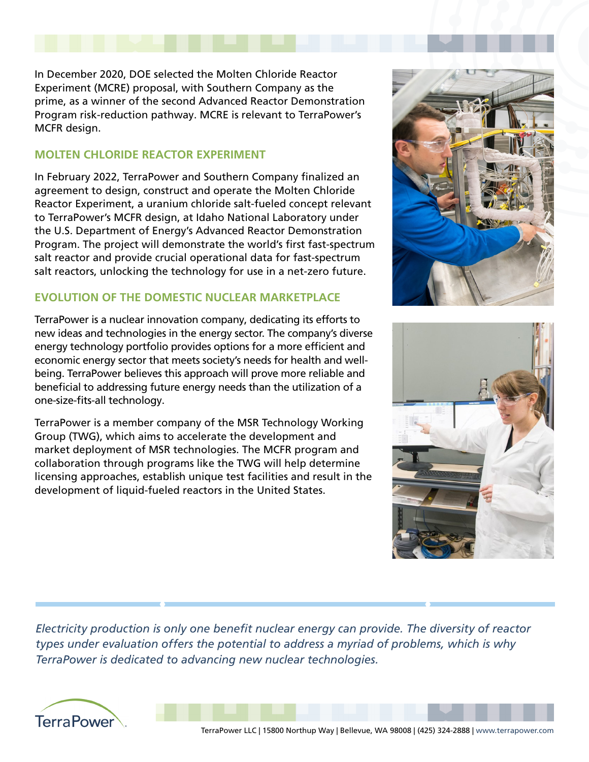In December 2020, DOE selected the Molten Chloride Reactor Experiment (MCRE) proposal, with Southern Company as the prime, as a winner of the second Advanced Reactor Demonstration Program risk-reduction pathway. MCRE is relevant to TerraPower's MCFR design.

## MOLTEN CHLORIDE REACTOR EXPERIMENT

In February 2022, TerraPower and Southern Company finalized an agreement to design, construct and operate the Molten Chloride Reactor Experiment, a uranium chloride salt-fueled concept relevant to TerraPower's MCFR design, at Idaho National Laboratory under the U.S. Department of Energy's Advanced Reactor Demonstration Program. The project will demonstrate the world's first fast-spectrum salt reactor and provide crucial operational data for fast-spectrum salt reactors, unlocking the technology for use in a net-zero future.

## EVOLUTION OF THE DOMESTIC NUCLEAR MARKETPLACE

TerraPower is a nuclear innovation company, dedicating its efforts to new ideas and technologies in the energy sector. The company's diverse energy technology portfolio provides options for a more efficient and economic energy sector that meets society's needs for health and well-being. TerraPower believes this approach will prove more reliable and beneficial to addressing future energy needs than the utilization of a one-size-fits-all technology.

TerraPower is a member company of the MSR Technology Working Group (TWG), which aims to accelerate the development and market deployment of MSR technologies. The MCFR program and collaboration through programs like the TWG will help determine licensing approaches, establish unique test facilities and result in the development of liquid-fueled reactors in the United States.

*Electricity production is only one benefit nuclear energy can provide. The diversity of reactor types under evaluation offers the potential to address a myriad of problems, which is why TerraPower is dedicated to advancing new nuclear technologies.*

TerraPower

TerraPower LLC | 15800 Northup Way | Bellevue, WA 98008 | (425) 324-2888 | www.terrapower.com